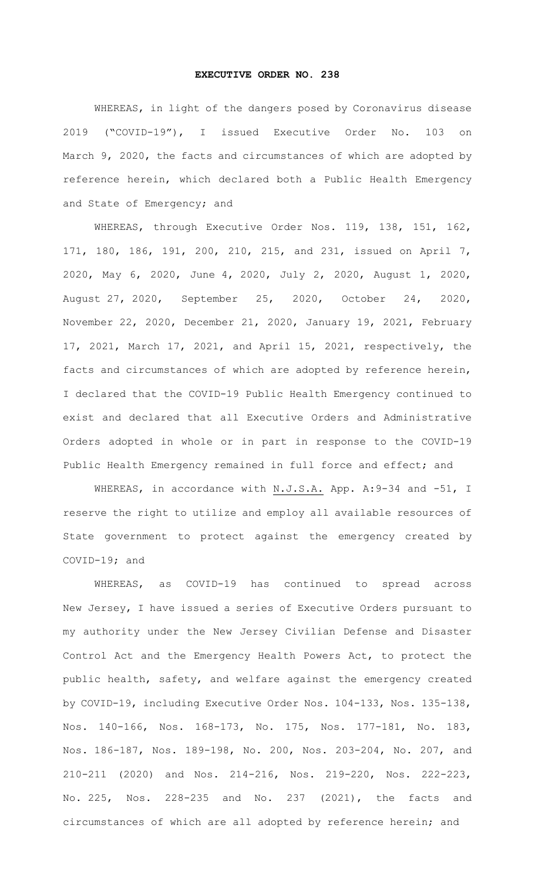# EXECUTIVE ORDER NO. 238

WHEREAS, in light of the dangers posed by Coronavirus disease 2019 ("COVID-19"), I issued Executive Order No. 103 on March 9, 2020, the facts and circumstances of which are adopted by reference herein, which declared both a Public Health Emergency and State of Emergency; and

WHEREAS, through Executive Order Nos. 119, 138, 151, 162, 171, 180, 186, 191, 200, 210, 215, and 231, issued on April 7, 2020, May 6, 2020, June 4, 2020, July 2, 2020, August 1, 2020, August 27, 2020, September 25, 2020, October 24, 2020, November 22, 2020, December 21, 2020, January 19, 2021, February 17, 2021, March 17, 2021, and April 15, 2021, respectively, the facts and circumstances of which are adopted by reference herein, I declared that the COVID-19 Public Health Emergency continued to exist and declared that all Executive Orders and Administrative Orders adopted in whole or in part in response to the COVID-19 Public Health Emergency remained in full force and effect; and

WHEREAS, in accordance with N.J.S.A. App. A:9-34 and -51, I reserve the right to utilize and employ all available resources of State government to protect against the emergency created by COVID-19; and

WHEREAS, as COVID-19 has continued to spread across New Jersey, I have issued a series of Executive Orders pursuant to my authority under the New Jersey Civilian Defense and Disaster Control Act and the Emergency Health Powers Act, to protect the public health, safety, and welfare against the emergency created by COVID-19, including Executive Order Nos. 104-133, Nos. 135-138, Nos. 140-166, Nos. 168-173, No. 175, Nos. 177-181, No. 183, Nos. 186-187, Nos. 189-198, No. 200, Nos. 203-204, No. 207, and 210-211 (2020) and Nos. 214-216, Nos. 219-220, Nos. 222-223, No. 225, Nos. 228-235 and No. 237 (2021), the facts and circumstances of which are all adopted by reference herein; and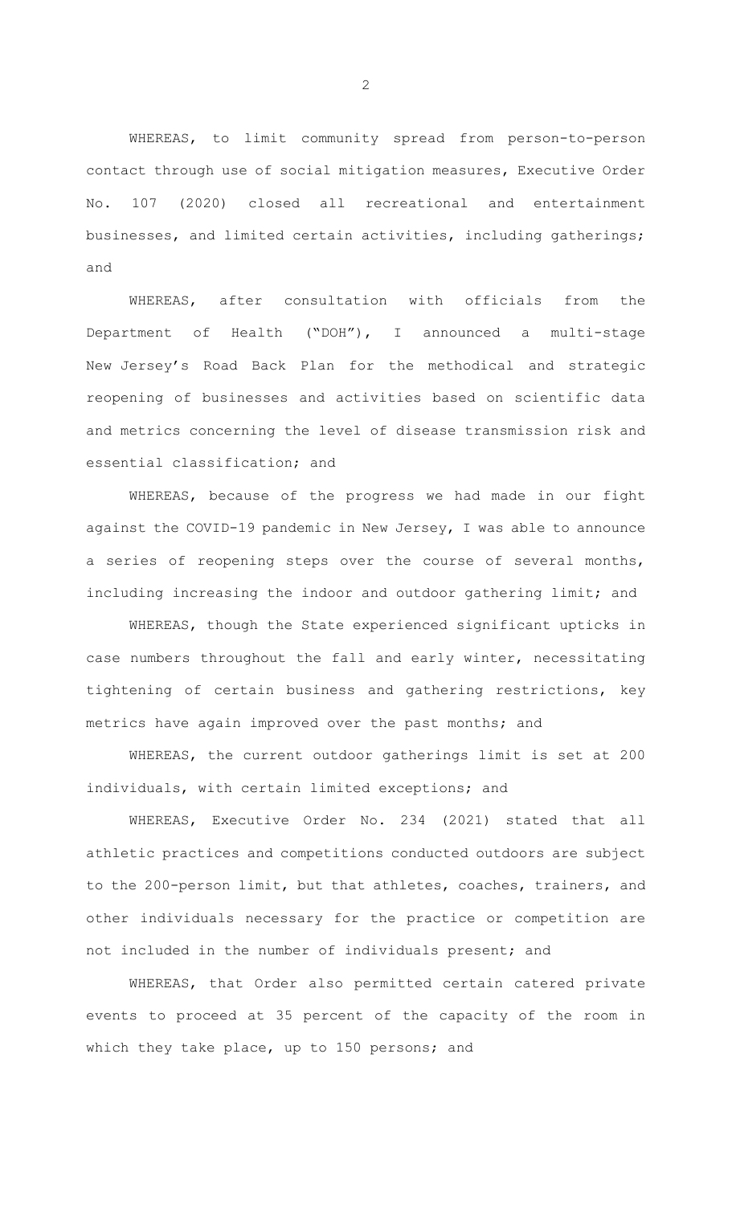WHEREAS, to limit community spread from person-to-person contact through use of social mitigation measures, Executive Order No. 107 (2020) closed all recreational and entertainment businesses, and limited certain activities, including gatherings; and

WHEREAS, after consultation with officials from the Department of Health ("DOH"), I announced a multi-stage New Jersey's Road Back Plan for the methodical and strategic reopening of businesses and activities based on scientific data and metrics concerning the level of disease transmission risk and essential classification; and

WHEREAS, because of the progress we had made in our fight against the COVID-19 pandemic in New Jersey, I was able to announce a series of reopening steps over the course of several months, including increasing the indoor and outdoor gathering limit; and

WHEREAS, though the State experienced significant upticks in case numbers throughout the fall and early winter, necessitating tightening of certain business and gathering restrictions, key metrics have again improved over the past months; and

WHEREAS, the current outdoor gatherings limit is set at 200 individuals, with certain limited exceptions; and

WHEREAS, Executive Order No. 234 (2021) stated that all athletic practices and competitions conducted outdoors are subject to the 200-person limit, but that athletes, coaches, trainers, and other individuals necessary for the practice or competition are not included in the number of individuals present; and

WHEREAS, that Order also permitted certain catered private events to proceed at 35 percent of the capacity of the room in which they take place, up to 150 persons; and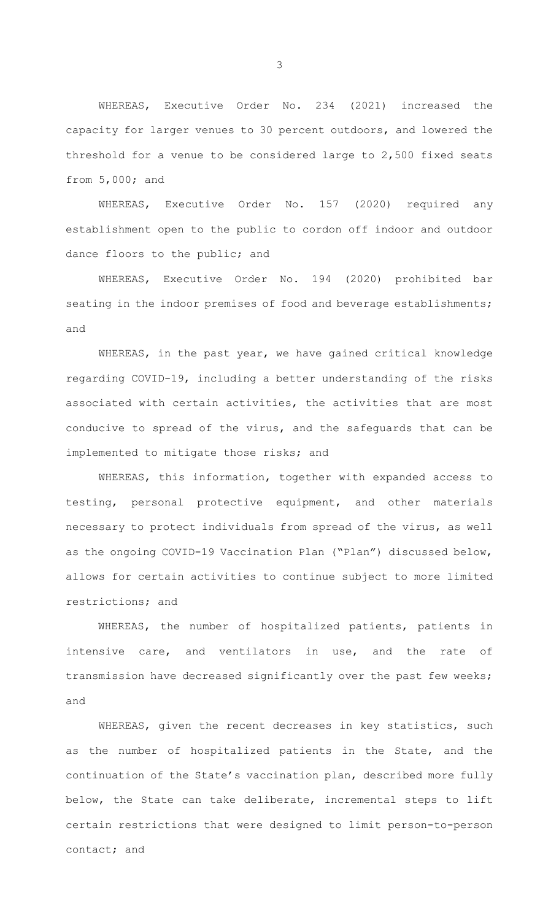WHEREAS, Executive Order No. 234 (2021) increased the capacity for larger venues to 30 percent outdoors, and lowered the threshold for a venue to be considered large to 2,500 fixed seats from 5,000; and

WHEREAS, Executive Order No. 157 (2020) required any establishment open to the public to cordon off indoor and outdoor dance floors to the public; and

WHEREAS, Executive Order No. 194 (2020) prohibited bar seating in the indoor premises of food and beverage establishments; and

WHEREAS, in the past year, we have gained critical knowledge regarding COVID-19, including a better understanding of the risks associated with certain activities, the activities that are most conducive to spread of the virus, and the safeguards that can be implemented to mitigate those risks; and

WHEREAS, this information, together with expanded access to testing, personal protective equipment, and other materials necessary to protect individuals from spread of the virus, as well as the ongoing COVID-19 Vaccination Plan ("Plan") discussed below, allows for certain activities to continue subject to more limited restrictions; and

WHEREAS, the number of hospitalized patients, patients in intensive care, and ventilators in use, and the rate of transmission have decreased significantly over the past few weeks; and

WHEREAS, given the recent decreases in key statistics, such as the number of hospitalized patients in the State, and the continuation of the State's vaccination plan, described more fully below, the State can take deliberate, incremental steps to lift certain restrictions that were designed to limit person-to-person contact; and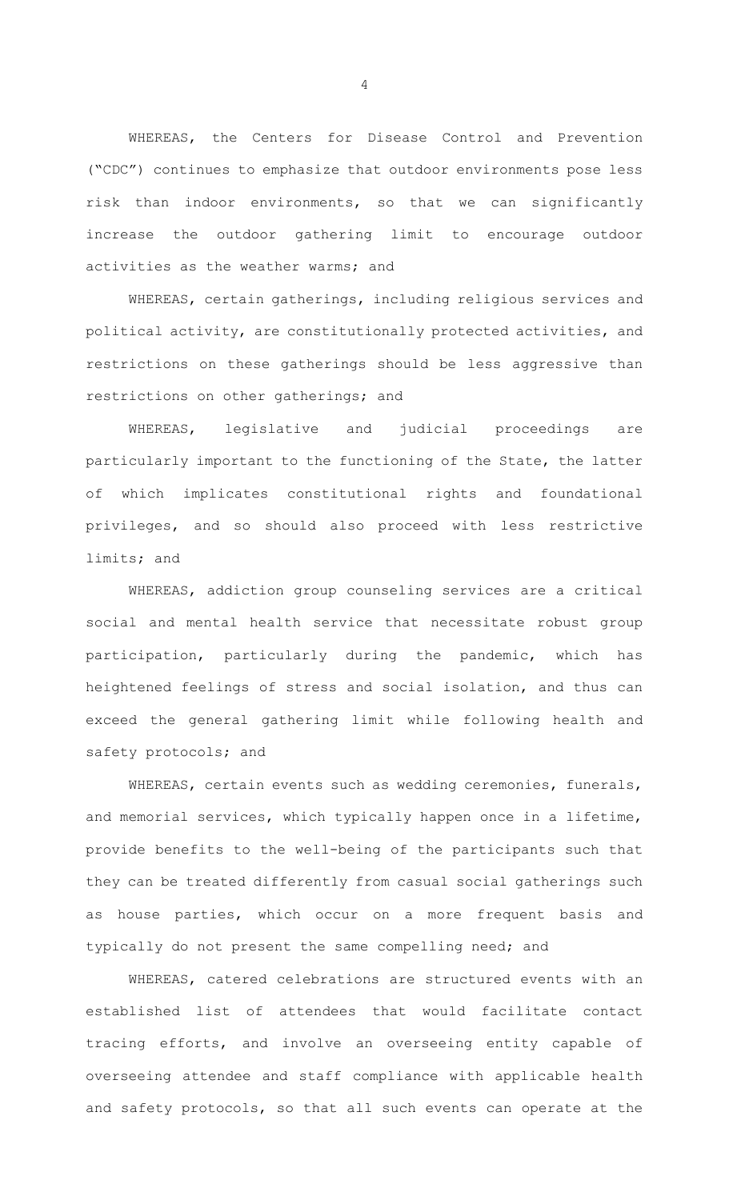WHEREAS, the Centers for Disease Control and Prevention ("CDC") continues to emphasize that outdoor environments pose less risk than indoor environments, so that we can significantly increase the outdoor gathering limit to encourage outdoor activities as the weather warms; and

WHEREAS, certain gatherings, including religious services and political activity, are constitutionally protected activities, and restrictions on these gatherings should be less aggressive than restrictions on other gatherings; and

WHEREAS, legislative and judicial proceedings are particularly important to the functioning of the State, the latter of which implicates constitutional rights and foundational privileges, and so should also proceed with less restrictive limits; and

WHEREAS, addiction group counseling services are a critical social and mental health service that necessitate robust group participation, particularly during the pandemic, which has heightened feelings of stress and social isolation, and thus can exceed the general gathering limit while following health and safety protocols; and

WHEREAS, certain events such as wedding ceremonies, funerals, and memorial services, which typically happen once in a lifetime, provide benefits to the well-being of the participants such that they can be treated differently from casual social gatherings such as house parties, which occur on a more frequent basis and typically do not present the same compelling need; and

WHEREAS, catered celebrations are structured events with an established list of attendees that would facilitate contact tracing efforts, and involve an overseeing entity capable of overseeing attendee and staff compliance with applicable health and safety protocols, so that all such events can operate at the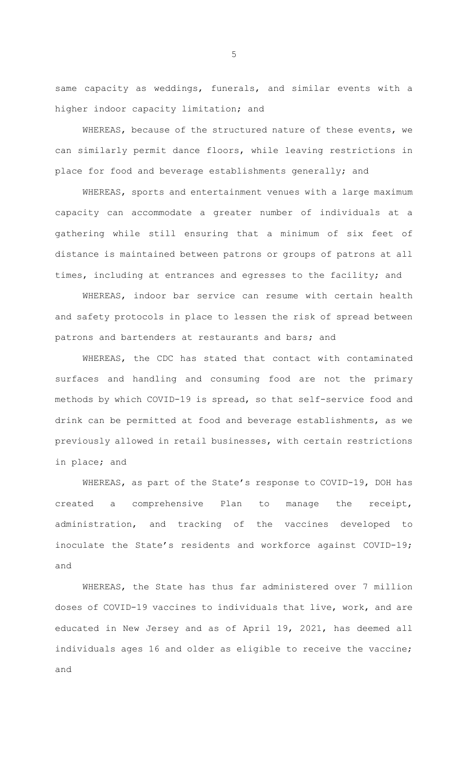same capacity as weddings, funerals, and similar events with a higher indoor capacity limitation; and

WHEREAS, because of the structured nature of these events, we can similarly permit dance floors, while leaving restrictions in place for food and beverage establishments generally; and

WHEREAS, sports and entertainment venues with a large maximum capacity can accommodate a greater number of individuals at a gathering while still ensuring that a minimum of six feet of distance is maintained between patrons or groups of patrons at all times, including at entrances and egresses to the facility; and

WHEREAS, indoor bar service can resume with certain health and safety protocols in place to lessen the risk of spread between patrons and bartenders at restaurants and bars; and

WHEREAS, the CDC has stated that contact with contaminated surfaces and handling and consuming food are not the primary methods by which COVID-19 is spread, so that self-service food and drink can be permitted at food and beverage establishments, as we previously allowed in retail businesses, with certain restrictions in place; and

WHEREAS, as part of the State's response to COVID-19, DOH has created a comprehensive Plan to manage the receipt, administration, and tracking of the vaccines developed to inoculate the State's residents and workforce against COVID-19; and

WHEREAS, the State has thus far administered over 7 million doses of COVID-19 vaccines to individuals that live, work, and are educated in New Jersey and as of April 19, 2021, has deemed all individuals ages 16 and older as eligible to receive the vaccine; and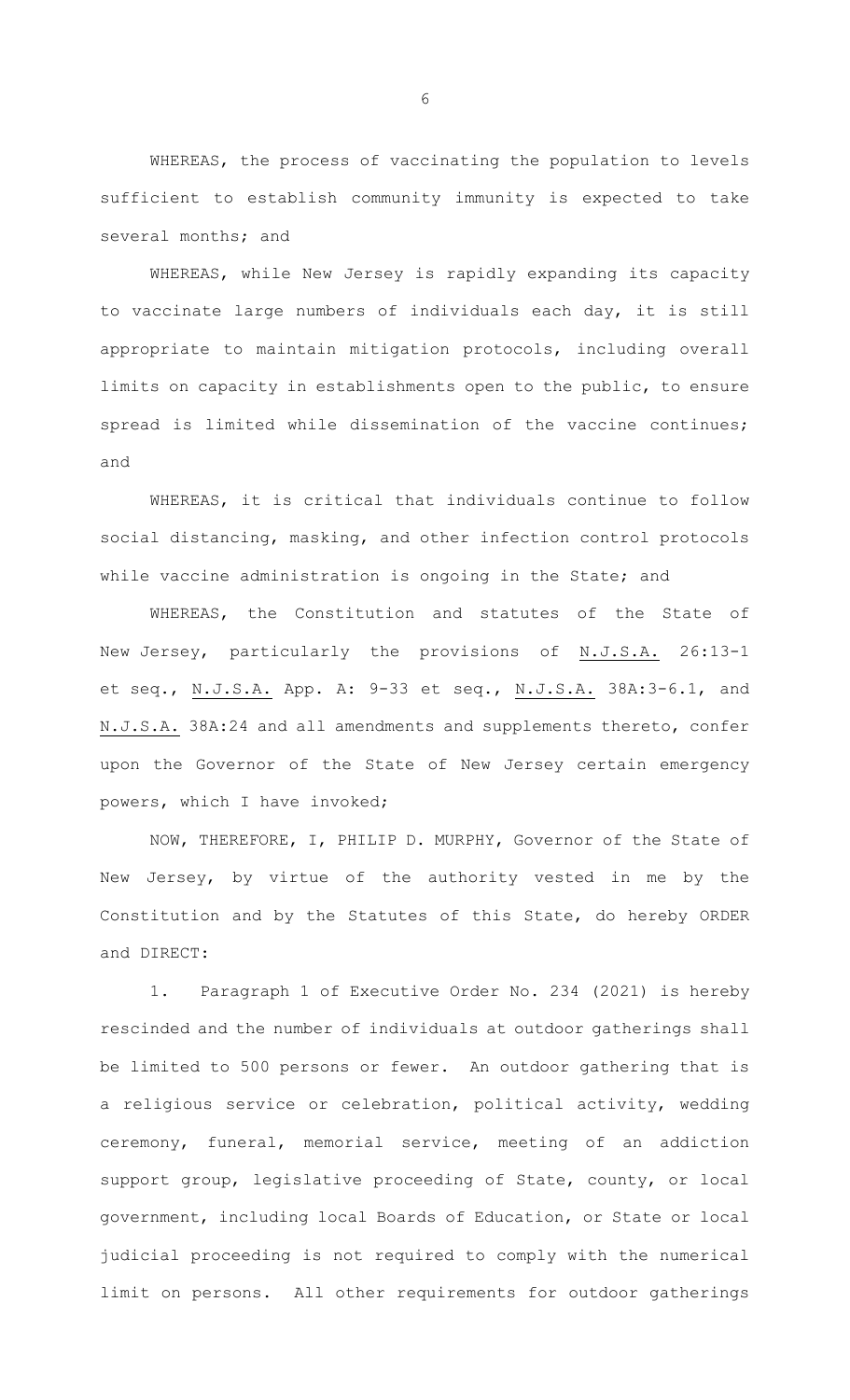WHEREAS, the process of vaccinating the population to levels sufficient to establish community immunity is expected to take several months; and

WHEREAS, while New Jersey is rapidly expanding its capacity to vaccinate large numbers of individuals each day, it is still appropriate to maintain mitigation protocols, including overall limits on capacity in establishments open to the public, to ensure spread is limited while dissemination of the vaccine continues; and

WHEREAS, it is critical that individuals continue to follow social distancing, masking, and other infection control protocols while vaccine administration is ongoing in the State; and

WHEREAS, the Constitution and statutes of the State of New Jersey, particularly the provisions of N.J.S.A. 26:13-1 et seq., N.J.S.A. App. A: 9-33 et seq., N.J.S.A. 38A:3-6.1, and N.J.S.A. 38A:24 and all amendments and supplements thereto, confer upon the Governor of the State of New Jersey certain emergency powers, which I have invoked;

NOW, THEREFORE, I, PHILIP D. MURPHY, Governor of the State of New Jersey, by virtue of the authority vested in me by the Constitution and by the Statutes of this State, do hereby ORDER and DIRECT:

1. Paragraph 1 of Executive Order No. 234 (2021) is hereby rescinded and the number of individuals at outdoor gatherings shall be limited to 500 persons or fewer. An outdoor gathering that is a religious service or celebration, political activity, wedding ceremony, funeral, memorial service, meeting of an addiction support group, legislative proceeding of State, county, or local government, including local Boards of Education, or State or local judicial proceeding is not required to comply with the numerical limit on persons. All other requirements for outdoor gatherings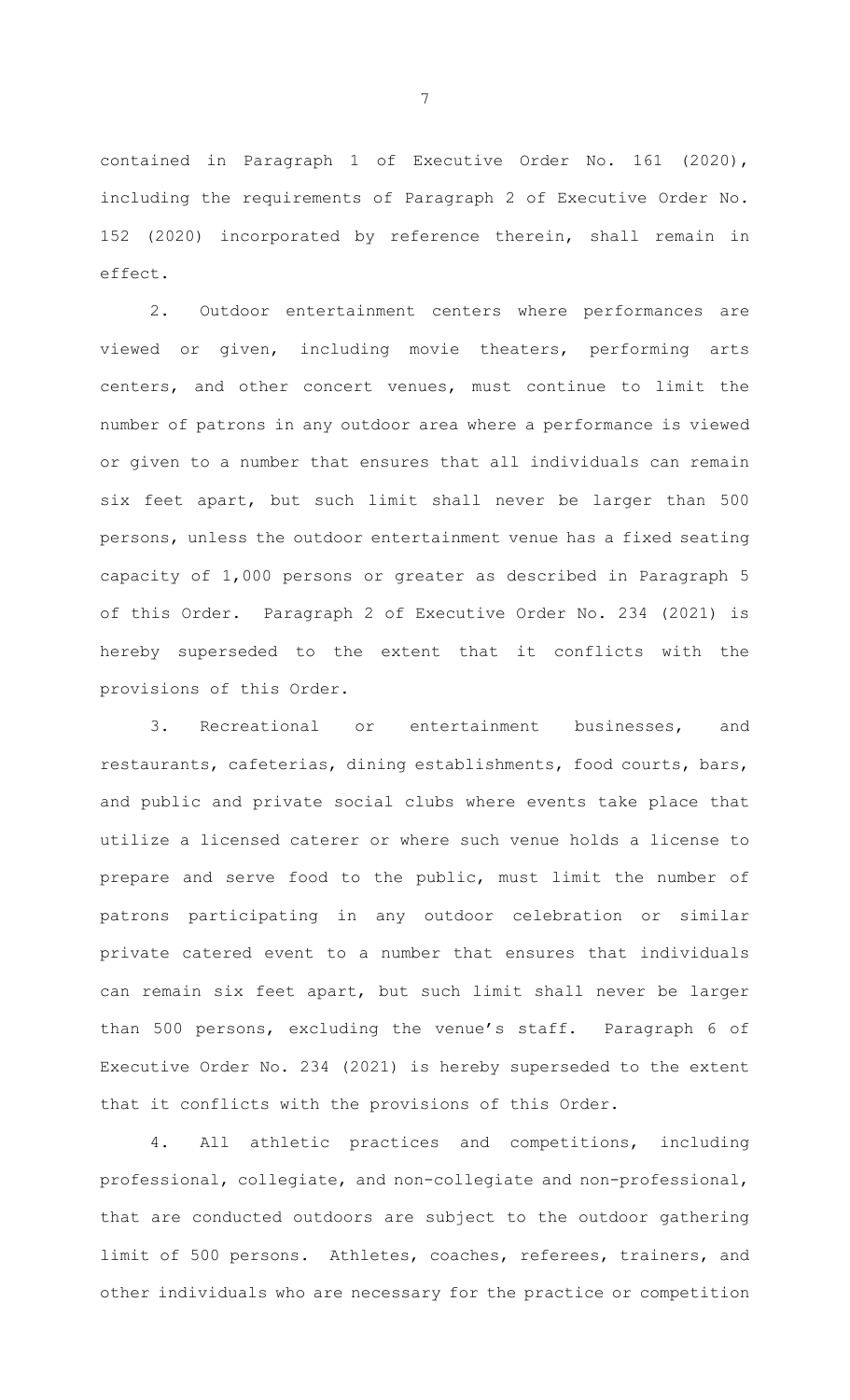contained in Paragraph 1 of Executive Order No. 161 (2020), including the requirements of Paragraph 2 of Executive Order No. 152 (2020) incorporated by reference therein, shall remain in effect.

2. Outdoor entertainment centers where performances are viewed or given, including movie theaters, performing arts centers, and other concert venues, must continue to limit the number of patrons in any outdoor area where a performance is viewed or given to a number that ensures that all individuals can remain six feet apart, but such limit shall never be larger than 500 persons, unless the outdoor entertainment venue has a fixed seating capacity of 1,000 persons or greater as described in Paragraph 5 of this Order. Paragraph 2 of Executive Order No. 234 (2021) is hereby superseded to the extent that it conflicts with the provisions of this Order.

3. Recreational or entertainment businesses, and restaurants, cafeterias, dining establishments, food courts, bars, and public and private social clubs where events take place that utilize a licensed caterer or where such venue holds a license to prepare and serve food to the public, must limit the number of patrons participating in any outdoor celebration or similar private catered event to a number that ensures that individuals can remain six feet apart, but such limit shall never be larger than 500 persons, excluding the venue's staff. Paragraph 6 of Executive Order No. 234 (2021) is hereby superseded to the extent that it conflicts with the provisions of this Order.

4. All athletic practices and competitions, including professional, collegiate, and non-collegiate and non-professional, that are conducted outdoors are subject to the outdoor gathering limit of 500 persons. Athletes, coaches, referees, trainers, and other individuals who are necessary for the practice or competition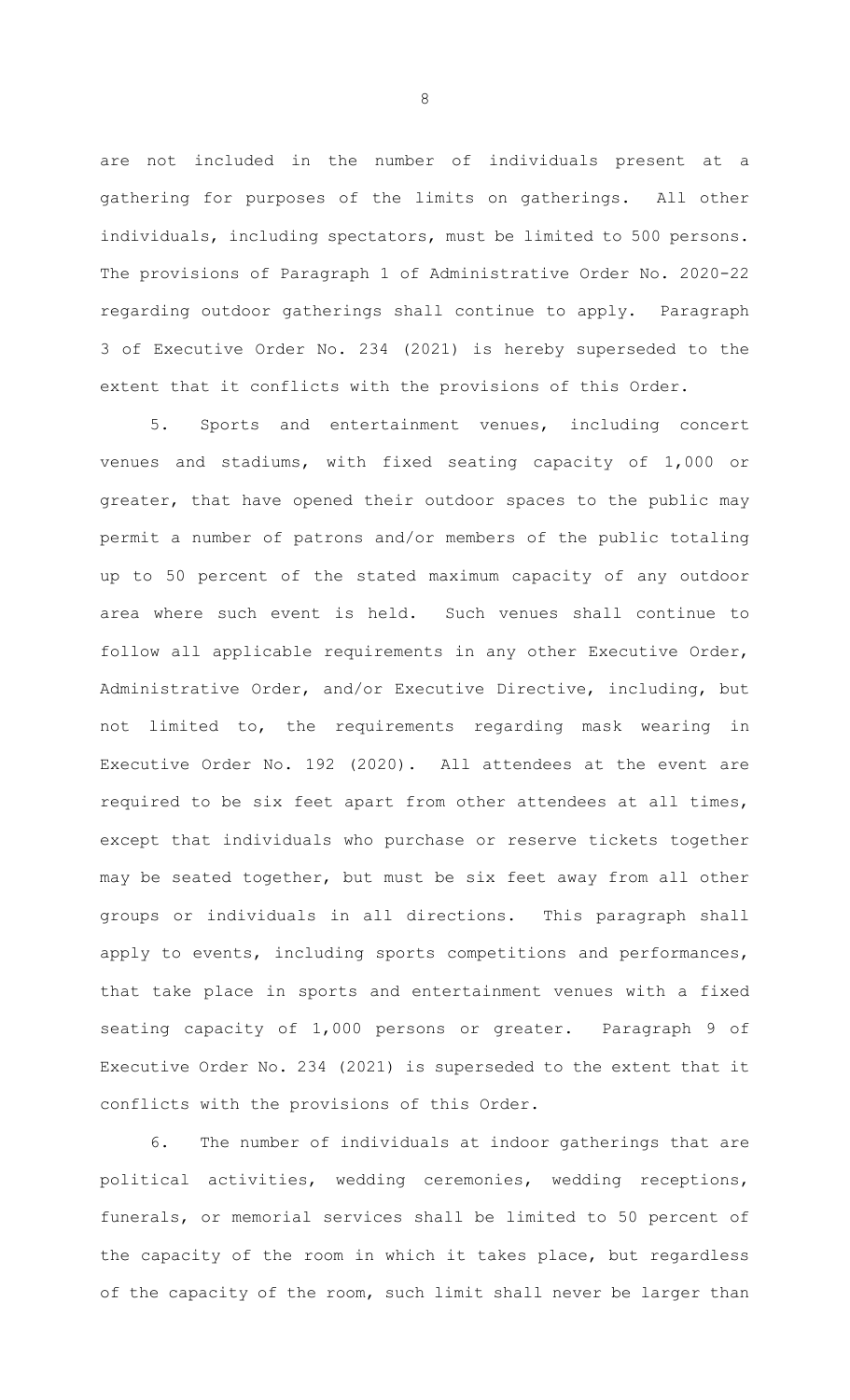are not included in the number of individuals present at a gathering for purposes of the limits on gatherings. All other individuals, including spectators, must be limited to 500 persons. The provisions of Paragraph 1 of Administrative Order No. 2020-22 regarding outdoor gatherings shall continue to apply. Paragraph 3 of Executive Order No. 234 (2021) is hereby superseded to the extent that it conflicts with the provisions of this Order.

5. Sports and entertainment venues, including concert venues and stadiums, with fixed seating capacity of 1,000 or greater, that have opened their outdoor spaces to the public may permit a number of patrons and/or members of the public totaling up to 50 percent of the stated maximum capacity of any outdoor area where such event is held. Such venues shall continue to follow all applicable requirements in any other Executive Order, Administrative Order, and/or Executive Directive, including, but not limited to, the requirements regarding mask wearing in Executive Order No. 192 (2020). All attendees at the event are required to be six feet apart from other attendees at all times, except that individuals who purchase or reserve tickets together may be seated together, but must be six feet away from all other groups or individuals in all directions. This paragraph shall apply to events, including sports competitions and performances, that take place in sports and entertainment venues with a fixed seating capacity of 1,000 persons or greater. Paragraph 9 of Executive Order No. 234 (2021) is superseded to the extent that it conflicts with the provisions of this Order.

6. The number of individuals at indoor gatherings that are political activities, wedding ceremonies, wedding receptions, funerals, or memorial services shall be limited to 50 percent of the capacity of the room in which it takes place, but regardless of the capacity of the room, such limit shall never be larger than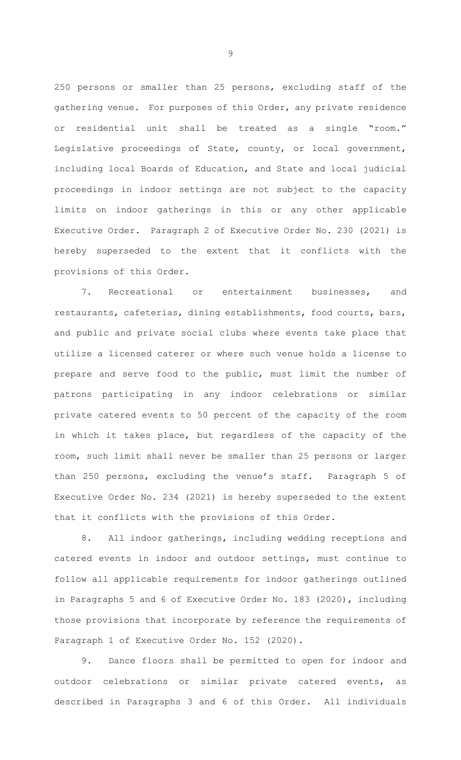250 persons or smaller than 25 persons, excluding staff of the gathering venue. For purposes of this Order, any private residence or residential unit shall be treated as a single "room." Legislative proceedings of State, county, or local government, including local Boards of Education, and State and local judicial proceedings in indoor settings are not subject to the capacity limits on indoor gatherings in this or any other applicable Executive Order. Paragraph 2 of Executive Order No. 230 (2021) is hereby superseded to the extent that it conflicts with the provisions of this Order.

7. Recreational or entertainment businesses, and restaurants, cafeterias, dining establishments, food courts, bars, and public and private social clubs where events take place that utilize a licensed caterer or where such venue holds a license to prepare and serve food to the public, must limit the number of patrons participating in any indoor celebrations or similar private catered events to 50 percent of the capacity of the room in which it takes place, but regardless of the capacity of the room, such limit shall never be smaller than 25 persons or larger than 250 persons, excluding the venue's staff. Paragraph 5 of Executive Order No. 234 (2021) is hereby superseded to the extent that it conflicts with the provisions of this Order.

8. All indoor gatherings, including wedding receptions and catered events in indoor and outdoor settings, must continue to follow all applicable requirements for indoor gatherings outlined in Paragraphs 5 and 6 of Executive Order No. 183 (2020), including those provisions that incorporate by reference the requirements of Paragraph 1 of Executive Order No. 152 (2020).

9. Dance floors shall be permitted to open for indoor and outdoor celebrations or similar private catered events, as described in Paragraphs 3 and 6 of this Order. All individuals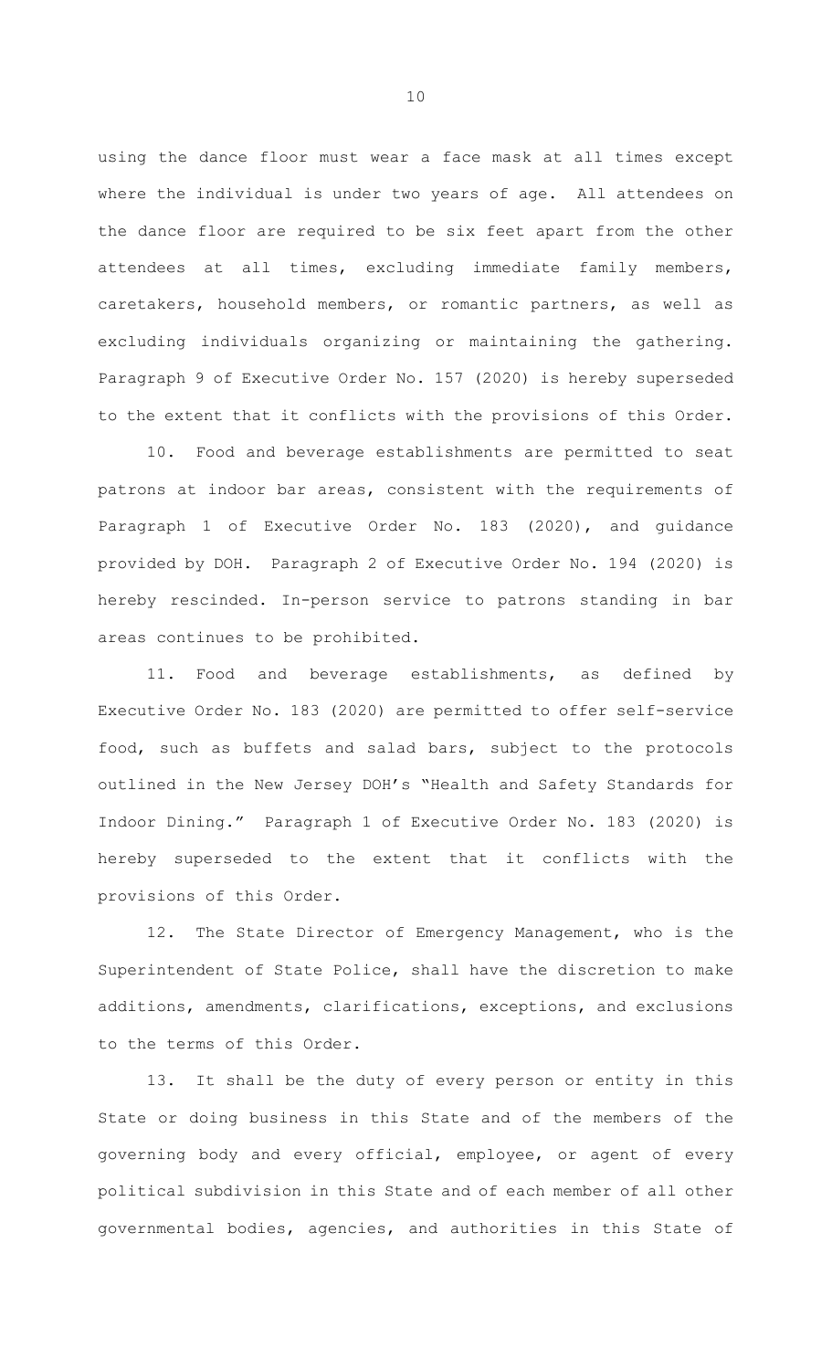using the dance floor must wear a face mask at all times except where the individual is under two years of age. All attendees on the dance floor are required to be six feet apart from the other attendees at all times, excluding immediate family members, caretakers, household members, or romantic partners, as well as excluding individuals organizing or maintaining the gathering. Paragraph 9 of Executive Order No. 157 (2020) is hereby superseded to the extent that it conflicts with the provisions of this Order.

10. Food and beverage establishments are permitted to seat patrons at indoor bar areas, consistent with the requirements of Paragraph 1 of Executive Order No. 183 (2020), and guidance provided by DOH. Paragraph 2 of Executive Order No. 194 (2020) is hereby rescinded. In-person service to patrons standing in bar areas continues to be prohibited.

11. Food and beverage establishments, as defined by Executive Order No. 183 (2020) are permitted to offer self-service food, such as buffets and salad bars, subject to the protocols outlined in the New Jersey DOH's "Health and Safety Standards for Indoor Dining." Paragraph 1 of Executive Order No. 183 (2020) is hereby superseded to the extent that it conflicts with the provisions of this Order.

12. The State Director of Emergency Management, who is the Superintendent of State Police, shall have the discretion to make additions, amendments, clarifications, exceptions, and exclusions to the terms of this Order.

13. It shall be the duty of every person or entity in this State or doing business in this State and of the members of the governing body and every official, employee, or agent of every political subdivision in this State and of each member of all other governmental bodies, agencies, and authorities in this State of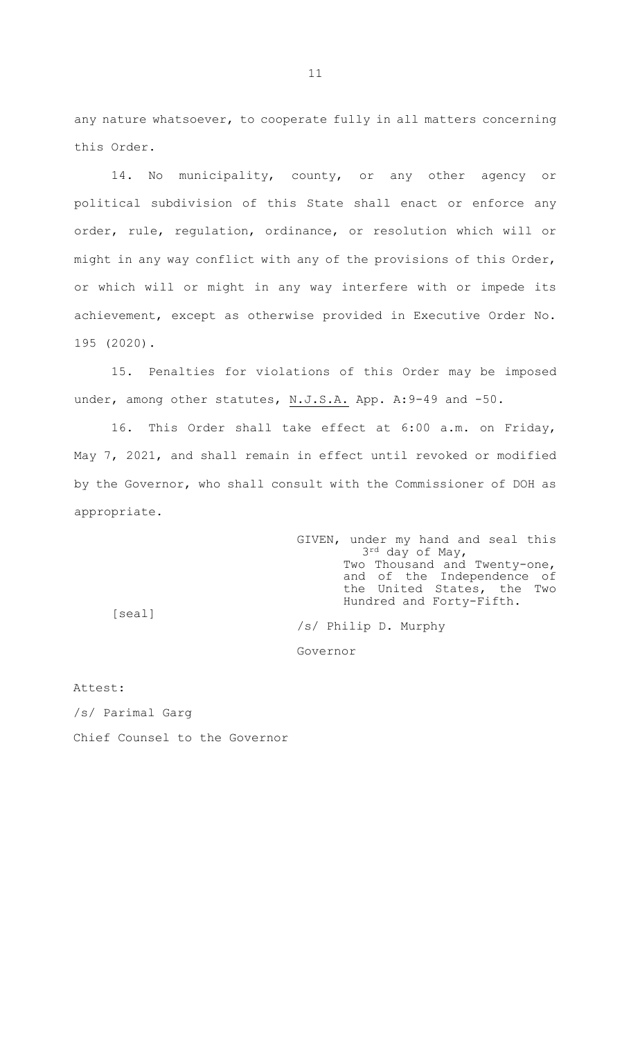any nature whatsoever, to cooperate fully in all matters concerning this Order.

14. No municipality, county, or any other agency or political subdivision of this State shall enact or enforce any order, rule, regulation, ordinance, or resolution which will or might in any way conflict with any of the provisions of this Order, or which will or might in any way interfere with or impede its achievement, except as otherwise provided in Executive Order No. 195 (2020).

15. Penalties for violations of this Order may be imposed under, among other statutes, N.J.S.A. App. A:9-49 and -50.

16. This Order shall take effect at 6:00 a.m. on Friday, May 7, 2021, and shall remain in effect until revoked or modified by the Governor, who shall consult with the Commissioner of DOH as appropriate.

GIVEN, under my hand and seal this 3rd day of May, Two Thousand and Twenty-one, and of the Independence of the United States, the Two Hundred and Forty-Fifth.

[seal]

/s/ Philip D. Murphy

Governor

Attest:

/s/ Parimal Garg

Chief Counsel to the Governor